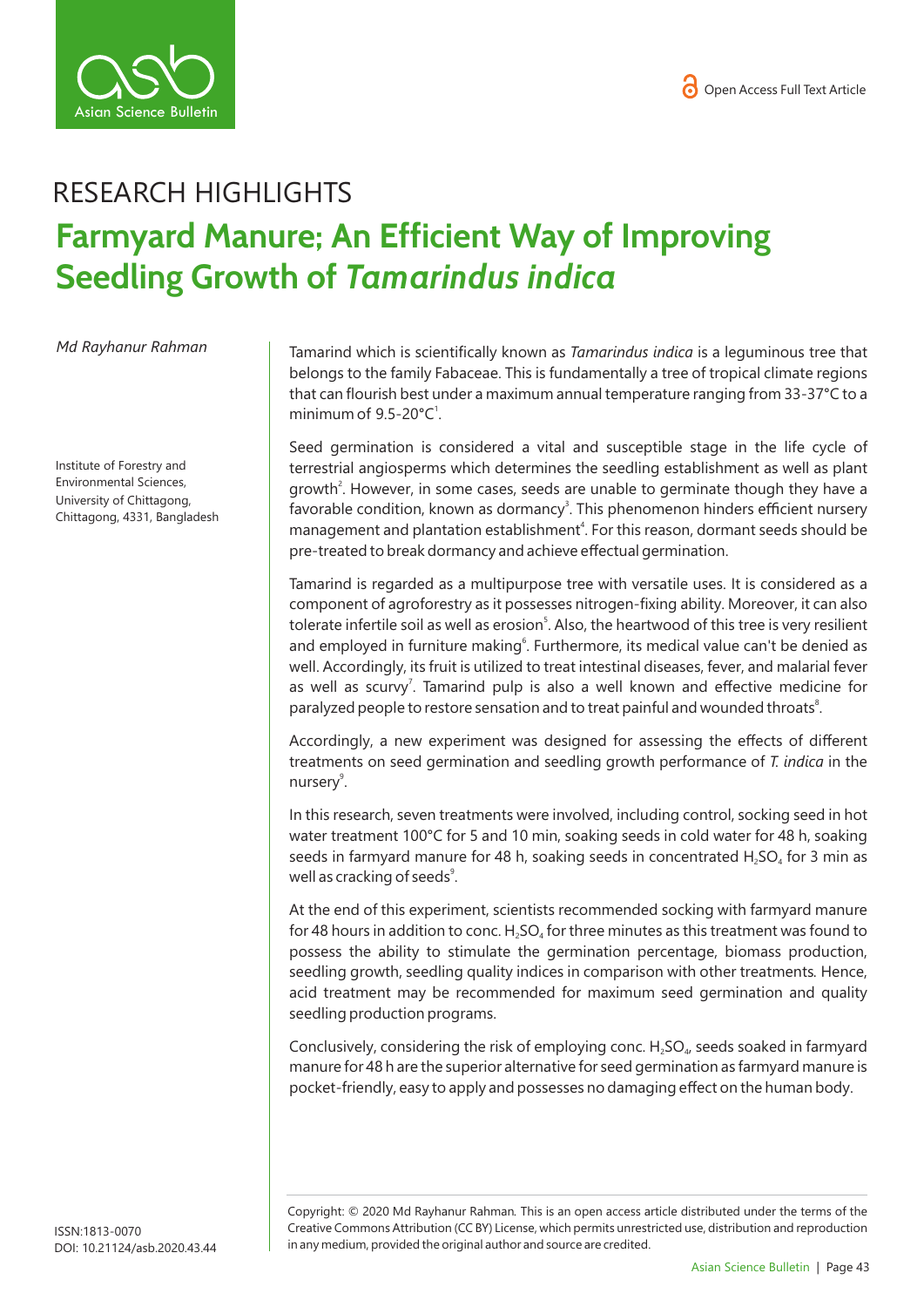RESEARCH HIGHLIGHTS

# Farmyard Manure; An Efficient Way of Improving Seedling Growth of *Tamarindus indica*

*Md Rayhanur Rahman*

Institute of Forestry and Environmental Sciences, University of Chittagong, Chittagong, 4331, Bangladesh

Tamarind which is scientifically known as *Tamarindus indica* is a leguminous tree that belongs to the family Fabaceae. This is fundamentally a tree of tropical climate regions that can flourish best under a maximum annual temperature ranging from 33-37°C to a minimum of 9.5-20°C[1].

Seed germination is considered a vital and susceptible stage in the life cycle of terrestrial angiosperms which determines the seedling establishment as well as plant growth[2]. However, in some cases, seeds are unable to germinate though they have a favorable condition, known as dormancy[3]. This phenomenon hinders efficient nursery management and plantation establishment[4]. For this reason, dormant seeds should be pre-treated to break dormancy and achieve effectual germination.

Tamarind is regarded as a multipurpose tree with versatile uses. It is considered as a component of agroforestry as it possesses nitrogen-fixing ability. Moreover, it can also tolerate infertile soil as well as erosion[5]. Also, the heartwood of this tree is very resilient and employed in furniture making[6]. Furthermore, its medical value can't be denied as well. Accordingly, its fruit is utilized to treat intestinal diseases, fever, and malarial fever as well as scurvy[7]. Tamarind pulp is also a well known and effective medicine for paralyzed people to restore sensation and to treat painful and wounded throats[8].

Accordingly, a new experiment was designed for assessing the effects of different treatments on seed germination and seedling growth performance of *T. indica* in the nursery[9].

In this research, seven treatments were involved, including control, socking seed in hot water treatment 100°C for 5 and 10 min, soaking seeds in cold water for 48 h, soaking seeds in farmyard manure for 48 h, soaking seeds in concentrated $H_2SO_4$ for 3 min as well as cracking of seeds[9].

At the end of this experiment, scientists recommended socking with farmyard manure for 48 hours in addition to conc. $H_2SO_4$ for three minutes as this treatment was found to possess the ability to stimulate the germination percentage, biomass production, seedling growth, seedling quality indices in comparison with other treatments. Hence, acid treatment may be recommended for maximum seed germination and quality seedling production programs.

Conclusively, considering the risk of employing conc. $H_2SO_4$, seeds soaked in farmyard manure for 48 h are the superior alternative for seed germination as farmyard manure is pocket-friendly, easy to apply and possesses no damaging effect on the human body.

ISSN:1813-0070
DOI: 10.21124/asb.2020.43.44

Copyright: © 2020 Md Rayhanur Rahman. This is an open access article distributed under the terms of the Creative Commons Attribution (CC BY) License, which permits unrestricted use, distribution and reproduction in any medium, provided the original author and source are credited.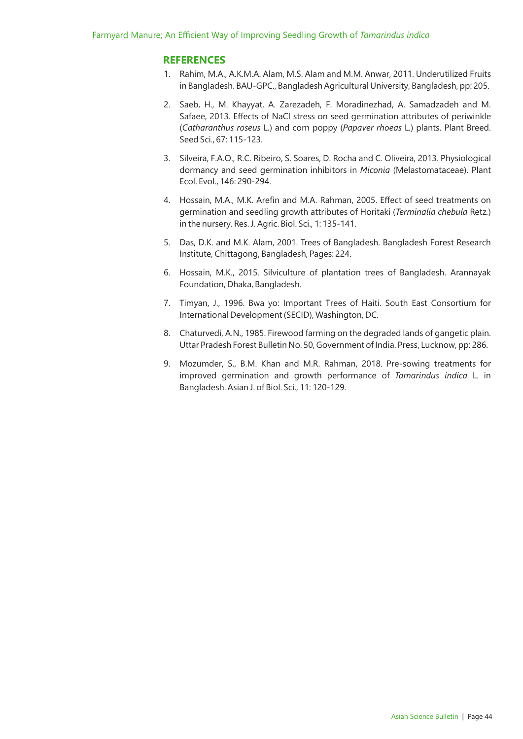## REFERENCES

1. Rahim, M.A., A.K.M.A. Alam, M.S. Alam and M.M. Anwar, 2011. Underutilized Fruits in Bangladesh. BAU-GPC., Bangladesh Agricultural University, Bangladesh, pp: 205.

2. Saeb, H., M. Khayyat, A. Zarezadeh, F. Moradinezhad, A. Samadzadeh and M. Safaee, 2013. Effects of NaCl stress on seed germination attributes of periwinkle (*Catharanthus roseus* L.) and corn poppy (*Papaver rhoeas* L.) plants. Plant Breed. Seed Sci., 67: 115-123.

3. Silveira, F.A.O., R.C. Ribeiro, S. Soares, D. Rocha and C. Oliveira, 2013. Physiological dormancy and seed germination inhibitors in *Miconia* (Melastomataceae). Plant Ecol. Evol., 146: 290-294.

4. Hossain, M.A., M.K. Arefin and M.A. Rahman, 2005. Effect of seed treatments on germination and seedling growth attributes of Horitaki (*Terminalia chebula* Retz.) in the nursery. Res. J. Agric. Biol. Sci., 1: 135-141.

5. Das, D.K. and M.K. Alam, 2001. Trees of Bangladesh. Bangladesh Forest Research Institute, Chittagong, Bangladesh, Pages: 224.

6. Hossain, M.K., 2015. Silviculture of plantation trees of Bangladesh. Arannayak Foundation, Dhaka, Bangladesh.

7. Timyan, J., 1996. Bwa yo: Important Trees of Haiti. South East Consortium for International Development (SECID), Washington, DC.

8. Chaturvedi, A.N., 1985. Firewood farming on the degraded lands of gangetic plain. Uttar Pradesh Forest Bulletin No. 50, Government of India. Press, Lucknow, pp: 286.

9. Mozumder, S., B.M. Khan and M.R. Rahman, 2018. Pre-sowing treatments for improved germination and growth performance of *Tamarindus indica* L. in Bangladesh. Asian J. of Biol. Sci., 11: 120-129.